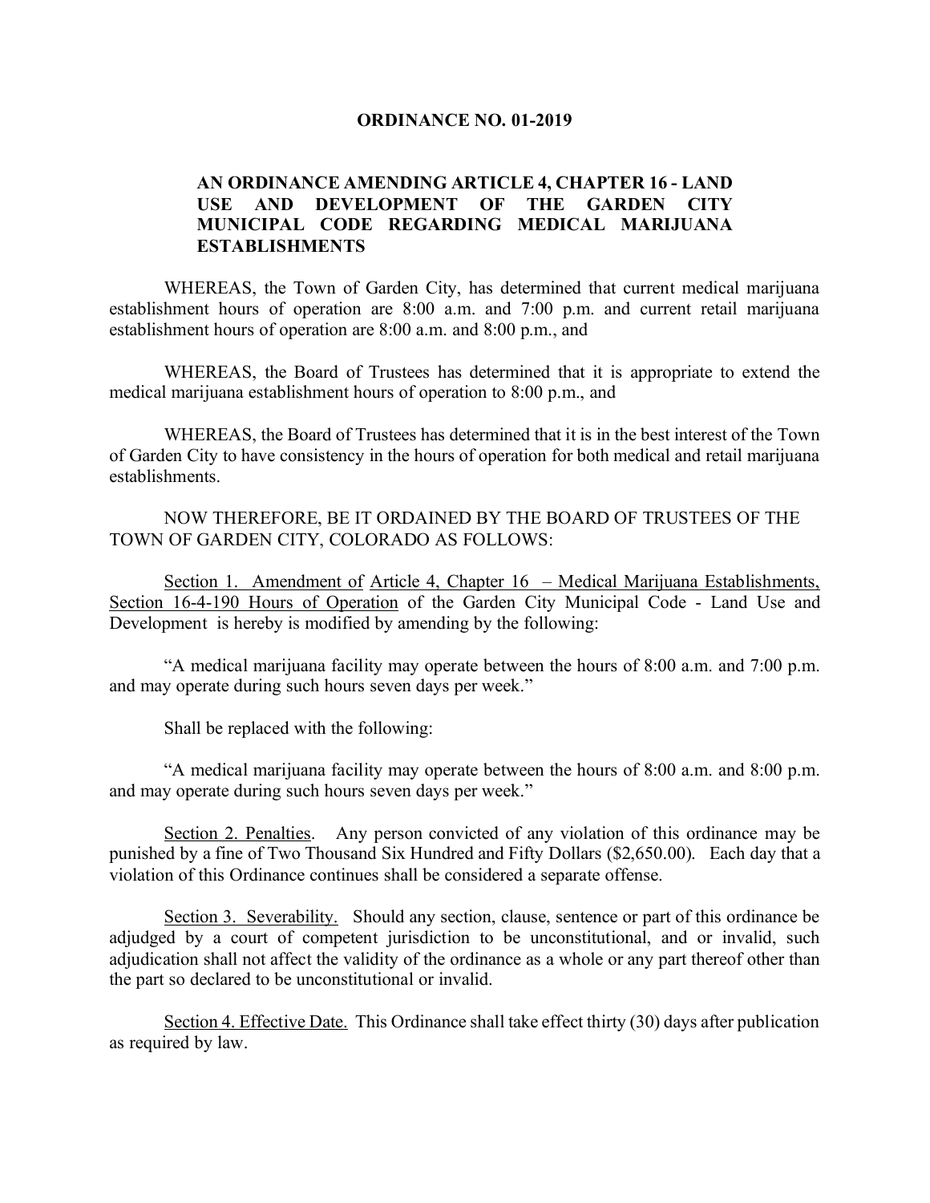**ORDINANCE NO. 01-2019**

**AN ORDINANCE AMENDING ARTICLE 4, CHAPTER 16 - LAND USE AND DEVELOPMENT OF THE GARDEN CITY MUNICIPAL CODE REGARDING MEDICAL MARIJUANA ESTABLISHMENTS**

WHEREAS, the Town of Garden City, has determined that current medical marijuana establishment hours of operation are 8:00 a.m. and 7:00 p.m. and current retail marijuana establishment hours of operation are 8:00 a.m. and 8:00 p.m., and

WHEREAS, the Board of Trustees has determined that it is appropriate to extend the medical marijuana establishment hours of operation to 8:00 p.m., and

WHEREAS, the Board of Trustees has determined that it is in the best interest of the Town of Garden City to have consistency in the hours of operation for both medical and retail marijuana establishments.

NOW THEREFORE, BE IT ORDAINED BY THE BOARD OF TRUSTEES OF THE TOWN OF GARDEN CITY, COLORADO AS FOLLOWS:

Section 1. Amendment of Article 4, Chapter 16 – Medical Marijuana Establishments, Section 16-4-190 Hours of Operation of the Garden City Municipal Code - Land Use and Development is hereby is modified by amending by the following:

"A medical marijuana facility may operate between the hours of 8:00 a.m. and 7:00 p.m. and may operate during such hours seven days per week."

Shall be replaced with the following:

"A medical marijuana facility may operate between the hours of 8:00 a.m. and 8:00 p.m. and may operate during such hours seven days per week."

Section 2. Penalties. Any person convicted of any violation of this ordinance may be punished by a fine of Two Thousand Six Hundred and Fifty Dollars ($2,650.00). Each day that a violation of this Ordinance continues shall be considered a separate offense.

Section 3. Severability. Should any section, clause, sentence or part of this ordinance be adjudged by a court of competent jurisdiction to be unconstitutional, and or invalid, such adjudication shall not affect the validity of the ordinance as a whole or any part thereof other than the part so declared to be unconstitutional or invalid.

Section 4. Effective Date. This Ordinance shall take effect thirty (30) days after publication as required by law.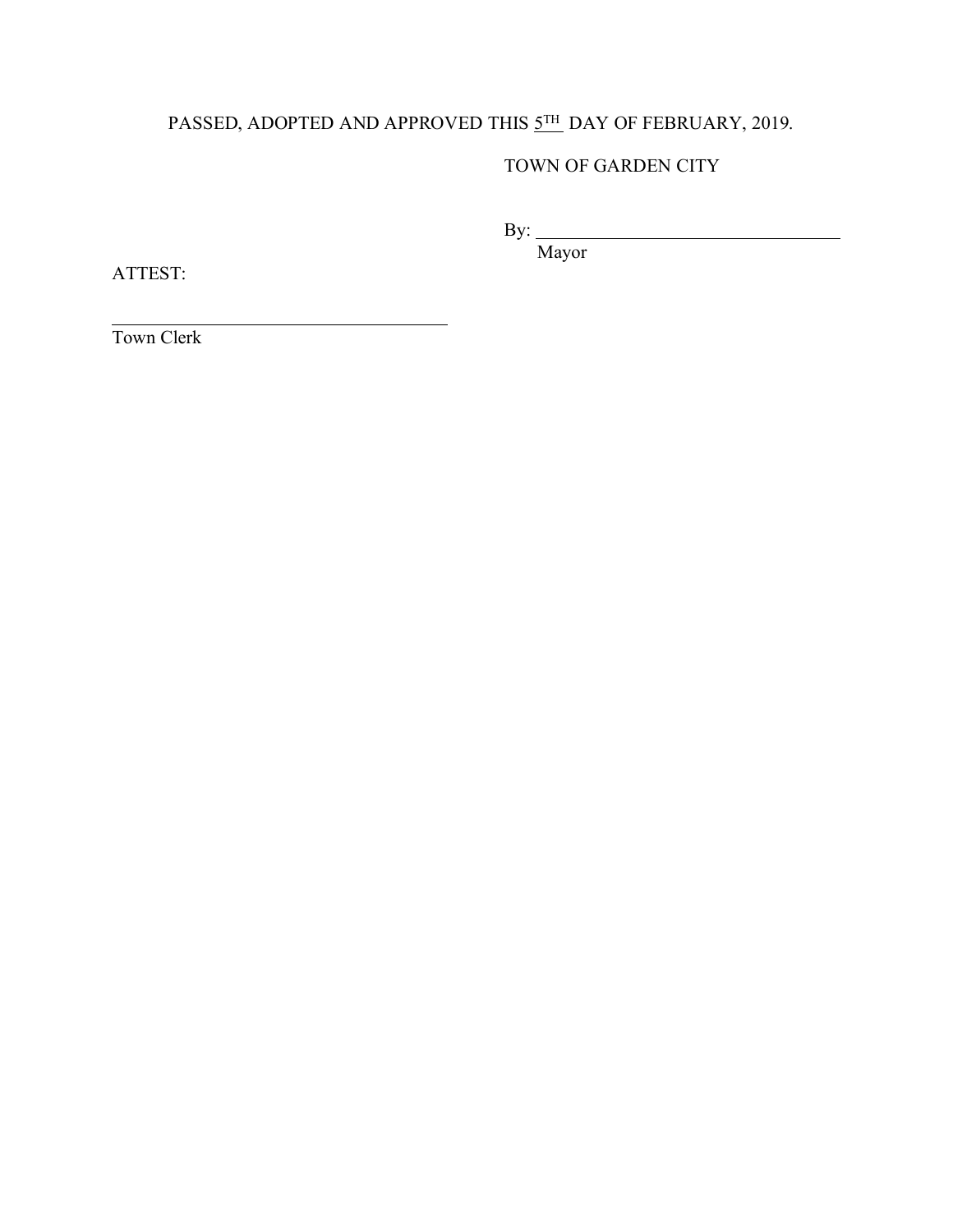PASSED, ADOPTED AND APPROVED THIS 5TH DAY OF FEBRUARY, 2019.

TOWN OF GARDEN CITY

By: ________________________________
Mayor

ATTEST:

________________________________
Town Clerk